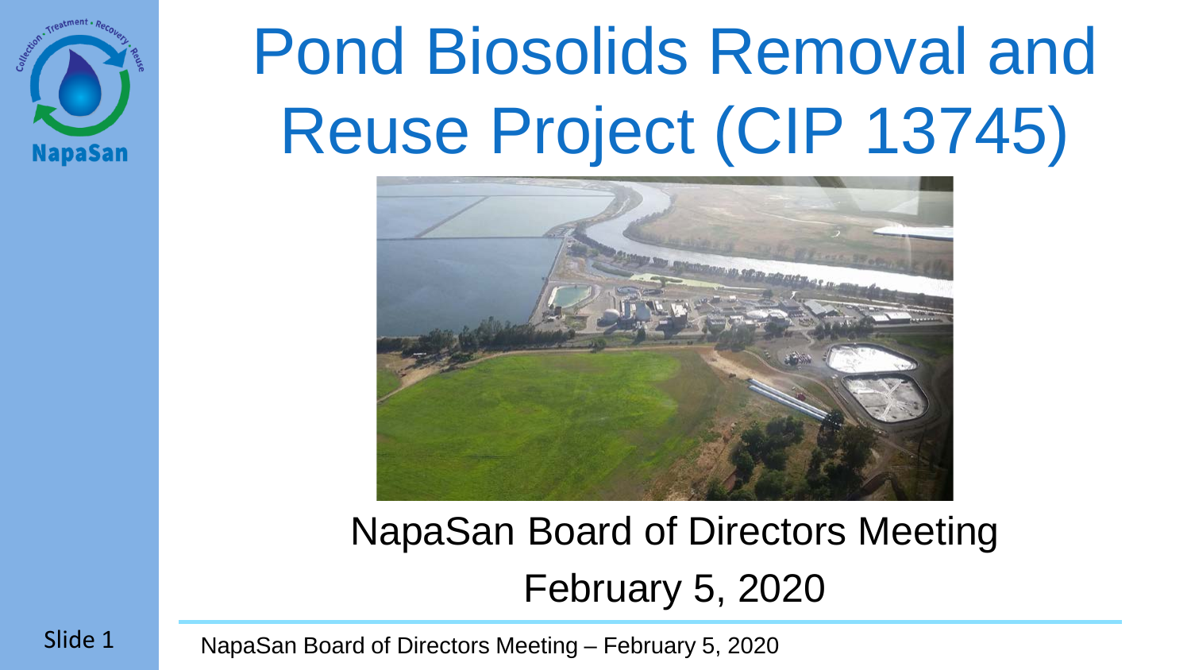# Pond Biosolids Removal and Reuse Project (CIP 13745)

NapaSan Board of Directors Meeting

February 5, 2020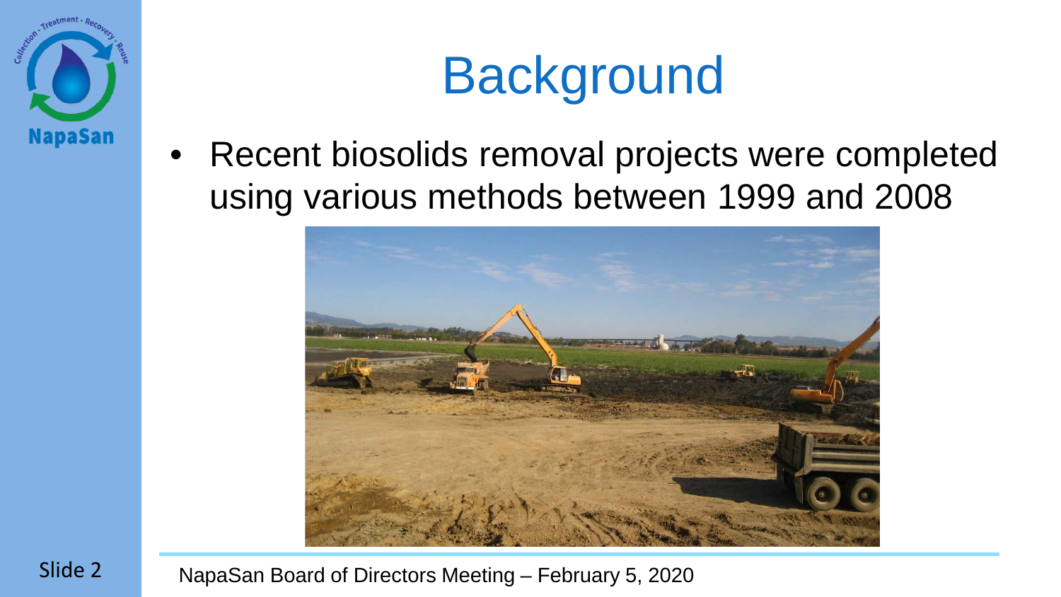# Background

- Recent biosolids removal projects were completed using various methods between 1999 and 2008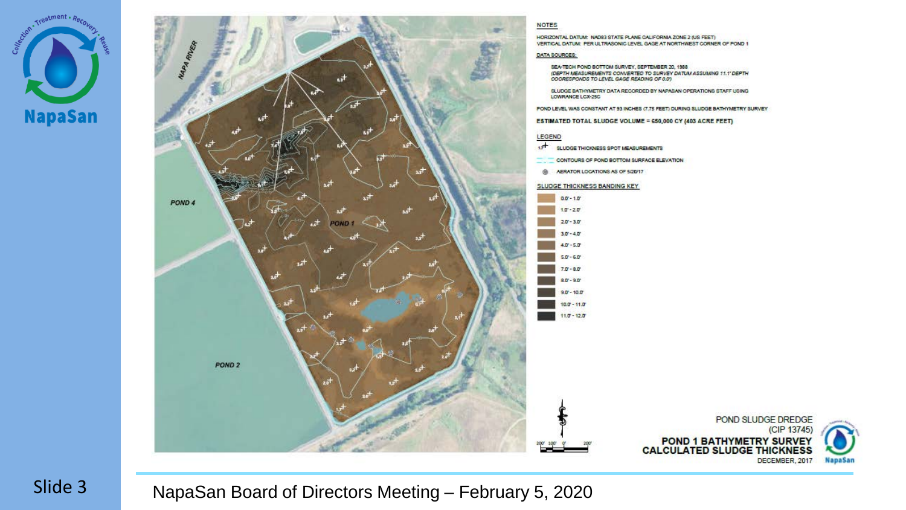NOTES

HORIZONTAL DATUM: NAD83 STATE PLANE CALIFORNIA ZONE 2 (US FEET)
VERTICAL DATUM: PER ULTRASONIC LEVEL GAGE AT NORTHWEST CORNER OF POND 1

DATA SOURCES:

SEA-TECH POND BOTTOM SURVEY, SEPTEMBER 20, 1988
*(DEPTH MEASUREMENTS CONVERTED TO SURVEY DATUM ASSUMING 11.1' DEPTH COORESPONDS TO LEVEL GAGE READING OF 0.0')*

SLUDGE BATHYMETRY DATA RECORDED BY NAPASAN OPERATIONS STAFF USING LOWRANCE LCX-25C

POND LEVEL WAS CONSTANT AT 93 INCHES (7.75 FEET) DURING SLUDGE BATHYMETRY SURVEY

**ESTIMATED TOTAL SLUDGE VOLUME = 650,000 CY (403 ACRE FEET)**

LEGEND

- SLUDGE THICKNESS SPOT MEASUREMENTS
- CONTOURS OF POND BOTTOM SURFACE ELEVATION
- AERATOR LOCATIONS AS OF 5/20/17

SLUDGE THICKNESS BANDING KEY

- 0.0' - 1.0'
- 1.0' - 2.0'
- 2.0' - 3.0'
- 3.0' - 4.0'
- 4.0' - 5.0'
- 5.0' - 6.0'
- 7.0' - 8.0'
- 8.0' - 9.0'
- 9.0' - 10.0'
- 10.0' - 11.0'
- 11.0' - 12.0'

POND SLUDGE DREDGE (CIP 13745)

**POND 1 BATHYMETRY SURVEY CALCULATED SLUDGE THICKNESS**

DECEMBER, 2017

NapaSan Board of Directors Meeting – February 5, 2020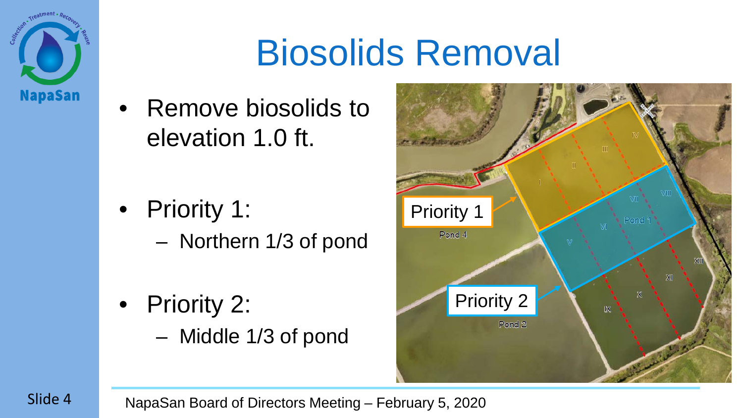# Biosolids Removal

- Remove biosolids to elevation 1.0 ft.
- Priority 1:
  - Northern 1/3 of pond
- Priority 2:
  - Middle 1/3 of pond

Priority 1

Priority 2

Pond 4

Pond 1

Pond 2

NapaSan Board of Directors Meeting – February 5, 2020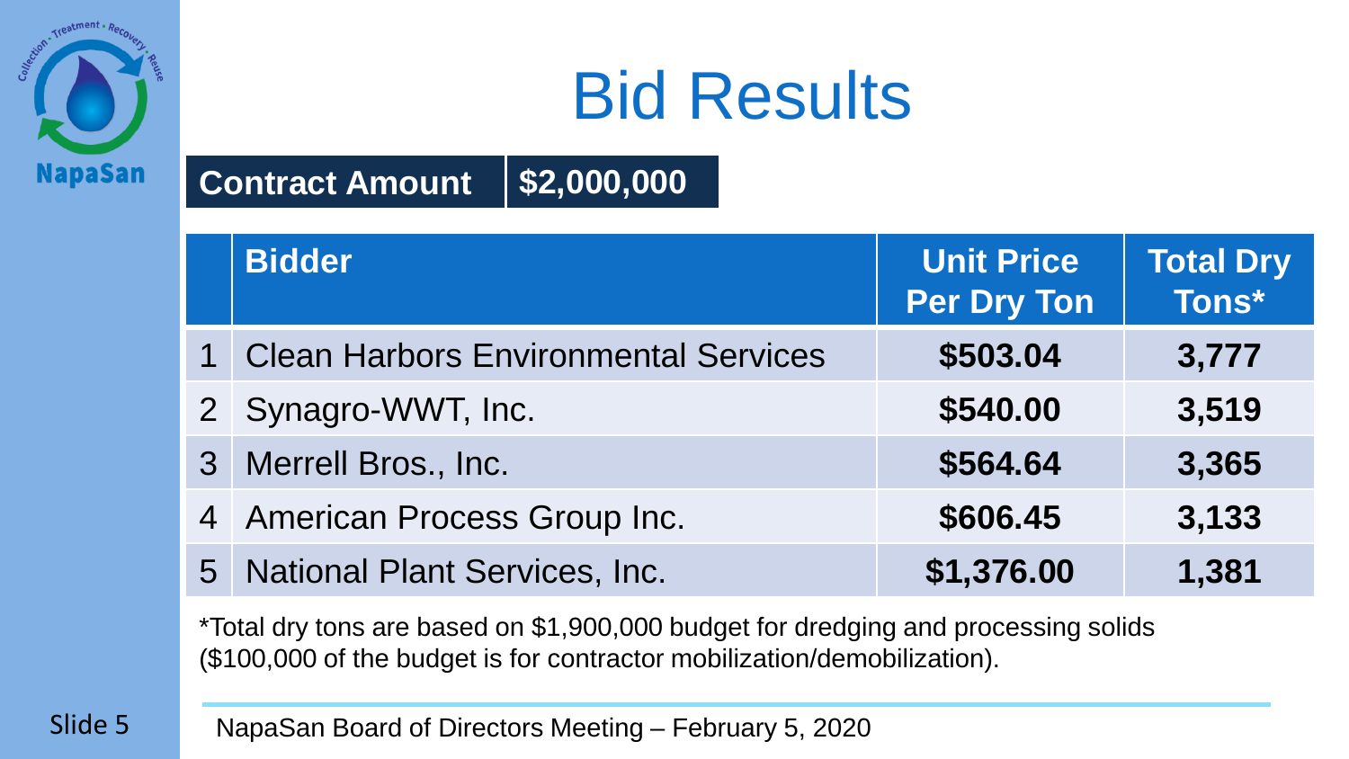# Bid Results

| Contract Amount | $2,000,000 |
|---|---|

| | Bidder | Unit Price Per Dry Ton | Total Dry Tons* |
|---|---|---|---|
| 1 | Clean Harbors Environmental Services | $503.04 | 3,777 |
| 2 | Synagro-WWT, Inc. | $540.00 | 3,519 |
| 3 | Merrell Bros., Inc. | $564.64 | 3,365 |
| 4 | American Process Group Inc. | $606.45 | 3,133 |
| 5 | National Plant Services, Inc. | $1,376.00 | 1,381 |

*Total dry tons are based on $1,900,000 budget for dredging and processing solids ($100,000 of the budget is for contractor mobilization/demobilization).

NapaSan Board of Directors Meeting – February 5, 2020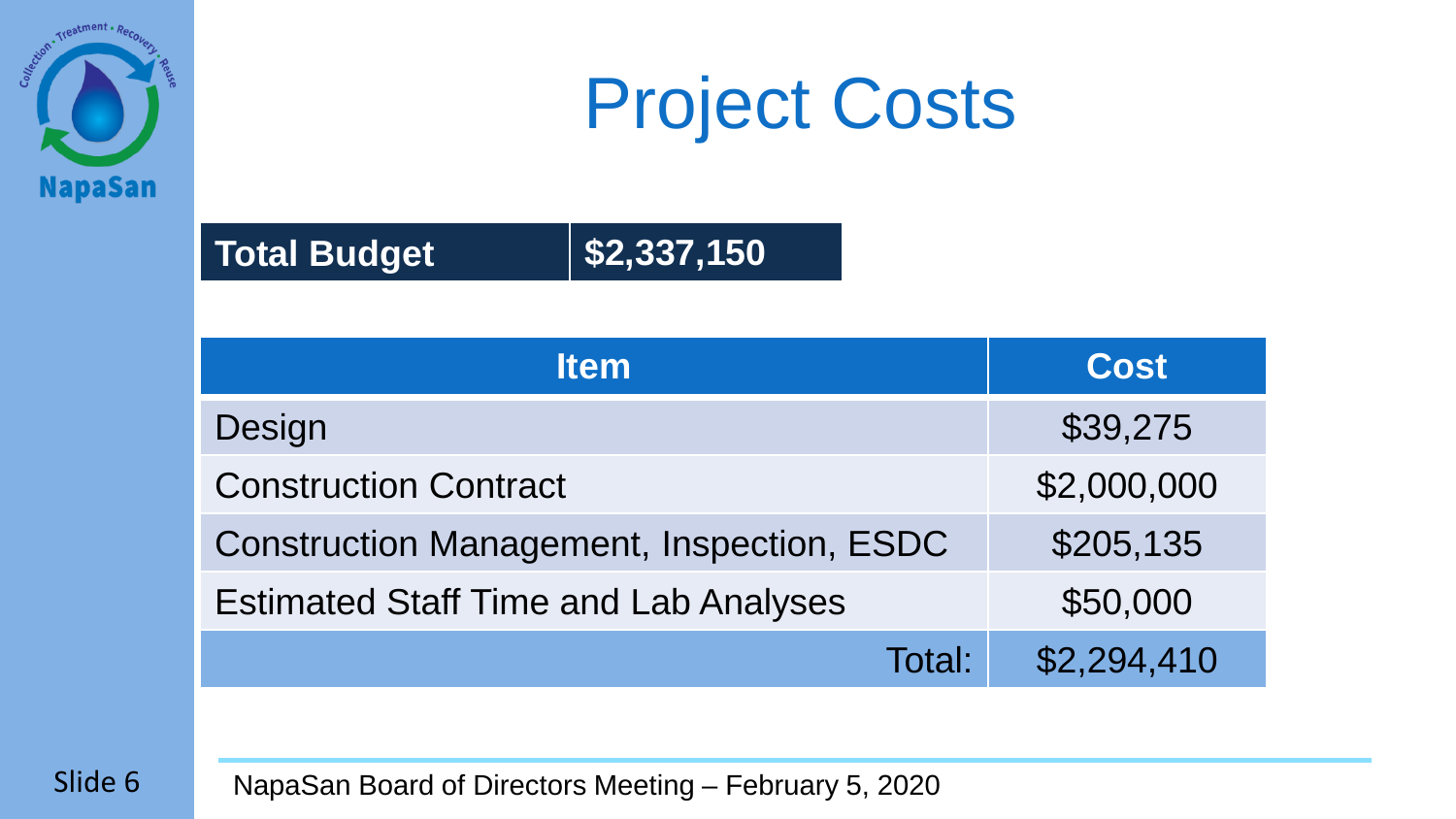# Project Costs

| Total Budget | $2,337,150 |
|---|---|

| Item | Cost |
|---|---|
| Design | $39,275 |
| Construction Contract | $2,000,000 |
| Construction Management, Inspection, ESDC | $205,135 |
| Estimated Staff Time and Lab Analyses | $50,000 |
| Total: | $2,294,410 |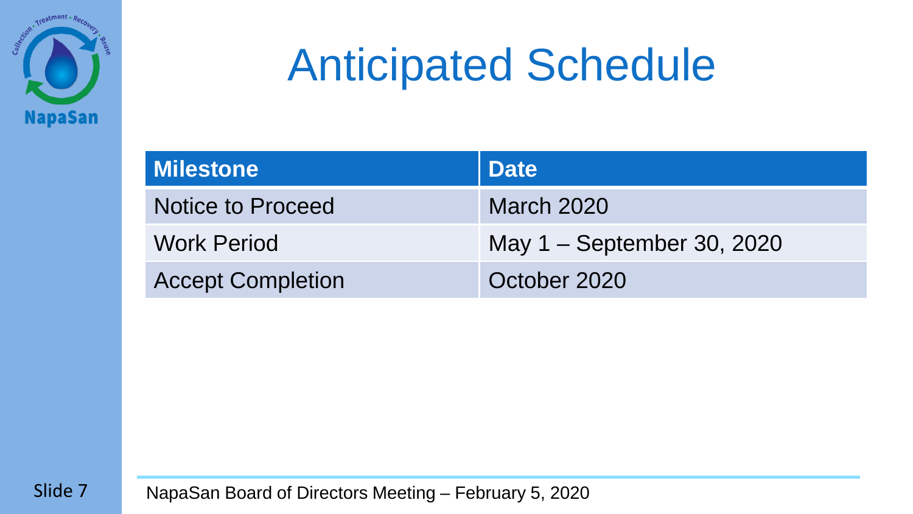# Anticipated Schedule

| Milestone | Date |
| --- | --- |
| Notice to Proceed | March 2020 |
| Work Period | May 1 – September 30, 2020 |
| Accept Completion | October 2020 |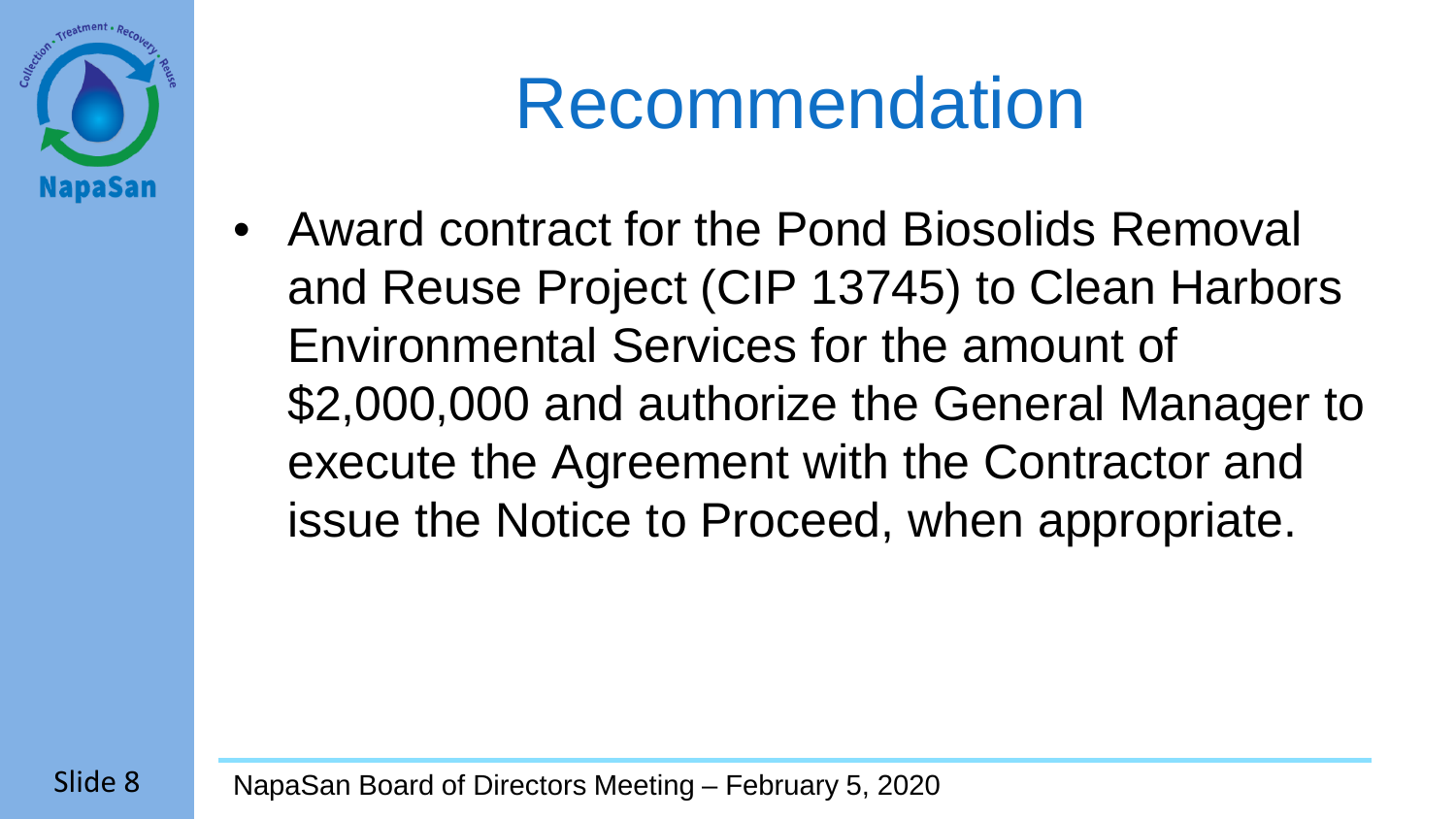# Recommendation

- Award contract for the Pond Biosolids Removal and Reuse Project (CIP 13745) to Clean Harbors Environmental Services for the amount of $2,000,000 and authorize the General Manager to execute the Agreement with the Contractor and issue the Notice to Proceed, when appropriate.